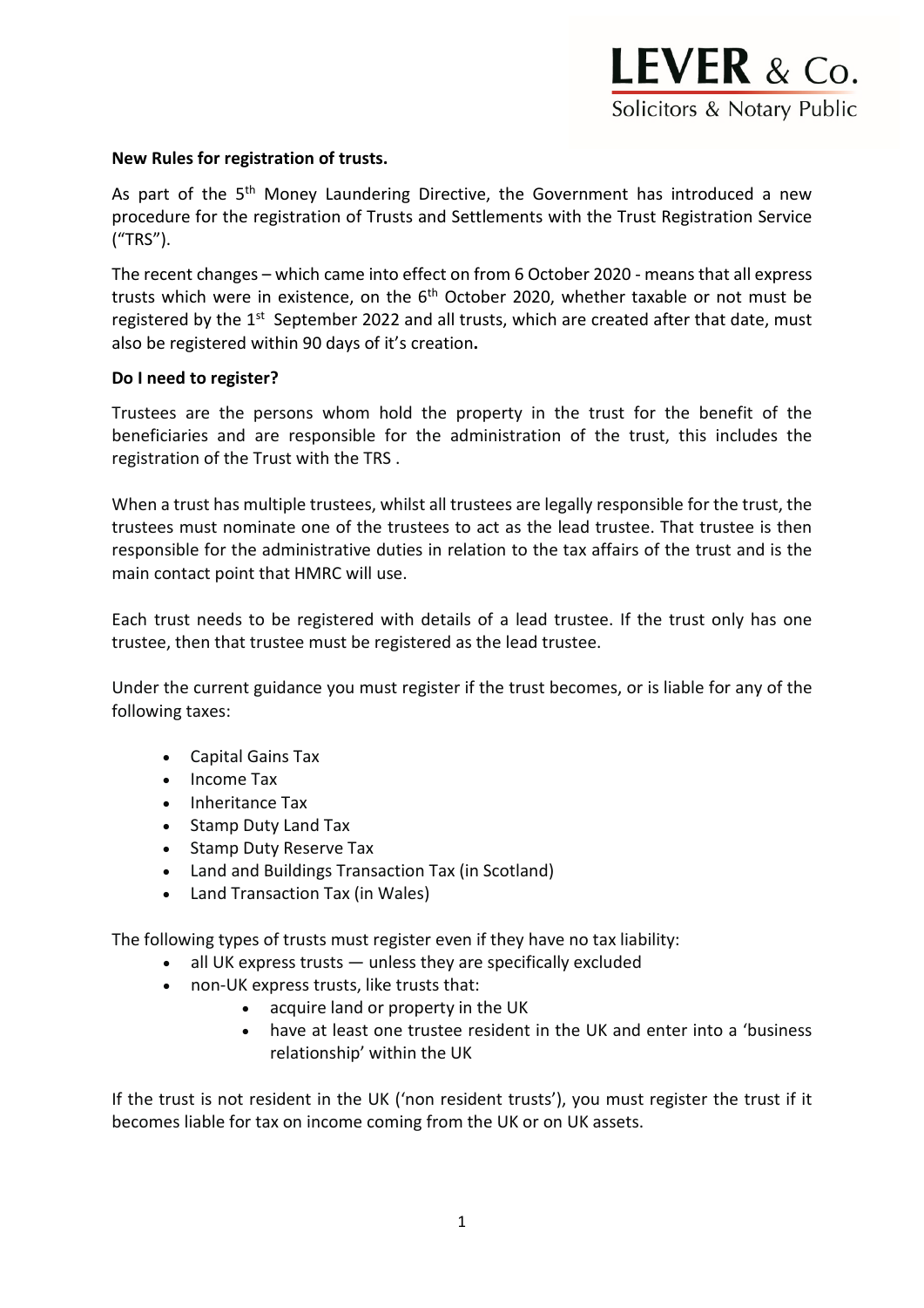LEVER & Co.
Solicitors & Notary Public

**New Rules for registration of trusts.**

As part of the 5th Money Laundering Directive, the Government has introduced a new procedure for the registration of Trusts and Settlements with the Trust Registration Service ("TRS").

The recent changes – which came into effect on from 6 October 2020 - means that all express trusts which were in existence, on the 6th October 2020, whether taxable or not must be registered by the 1st September 2022 and all trusts, which are created after that date, must also be registered within 90 days of it's creation**.**

**Do I need to register?**

Trustees are the persons whom hold the property in the trust for the benefit of the beneficiaries and are responsible for the administration of the trust, this includes the registration of the Trust with the TRS .

When a trust has multiple trustees, whilst all trustees are legally responsible for the trust, the trustees must nominate one of the trustees to act as the lead trustee. That trustee is then responsible for the administrative duties in relation to the tax affairs of the trust and is the main contact point that HMRC will use.

Each trust needs to be registered with details of a lead trustee. If the trust only has one trustee, then that trustee must be registered as the lead trustee.

Under the current guidance you must register if the trust becomes, or is liable for any of the following taxes:

- Capital Gains Tax
- Income Tax
- Inheritance Tax
- Stamp Duty Land Tax
- Stamp Duty Reserve Tax
- Land and Buildings Transaction Tax (in Scotland)
- Land Transaction Tax (in Wales)

The following types of trusts must register even if they have no tax liability:

- all UK express trusts — unless they are specifically excluded
- non-UK express trusts, like trusts that:
  - acquire land or property in the UK
  - have at least one trustee resident in the UK and enter into a 'business relationship' within the UK

If the trust is not resident in the UK ('non resident trusts'), you must register the trust if it becomes liable for tax on income coming from the UK or on UK assets.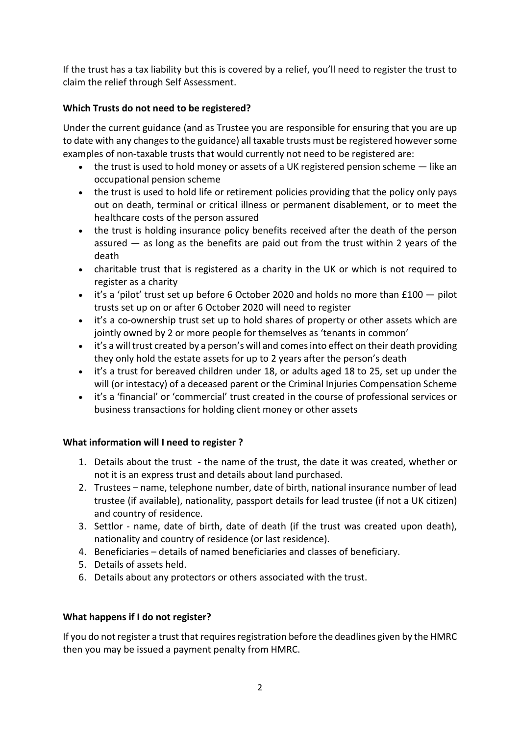If the trust has a tax liability but this is covered by a relief, you'll need to register the trust to claim the relief through Self Assessment.

**Which Trusts do not need to be registered?**

Under the current guidance (and as Trustee you are responsible for ensuring that you are up to date with any changes to the guidance) all taxable trusts must be registered however some examples of non-taxable trusts that would currently not need to be registered are:

- the trust is used to hold money or assets of a UK registered pension scheme — like an occupational pension scheme
- the trust is used to hold life or retirement policies providing that the policy only pays out on death, terminal or critical illness or permanent disablement, or to meet the healthcare costs of the person assured
- the trust is holding insurance policy benefits received after the death of the person assured — as long as the benefits are paid out from the trust within 2 years of the death
- charitable trust that is registered as a charity in the UK or which is not required to register as a charity
- it's a 'pilot' trust set up before 6 October 2020 and holds no more than £100 — pilot trusts set up on or after 6 October 2020 will need to register
- it's a co-ownership trust set up to hold shares of property or other assets which are jointly owned by 2 or more people for themselves as 'tenants in common'
- it's a will trust created by a person's will and comes into effect on their death providing they only hold the estate assets for up to 2 years after the person's death
- it's a trust for bereaved children under 18, or adults aged 18 to 25, set up under the will (or intestacy) of a deceased parent or the Criminal Injuries Compensation Scheme
- it's a 'financial' or 'commercial' trust created in the course of professional services or business transactions for holding client money or other assets

**What information will I need to register ?**

1. Details about the trust - the name of the trust, the date it was created, whether or not it is an express trust and details about land purchased.
2. Trustees – name, telephone number, date of birth, national insurance number of lead trustee (if available), nationality, passport details for lead trustee (if not a UK citizen) and country of residence.
3. Settlor - name, date of birth, date of death (if the trust was created upon death), nationality and country of residence (or last residence).
4. Beneficiaries – details of named beneficiaries and classes of beneficiary.
5. Details of assets held.
6. Details about any protectors or others associated with the trust.

**What happens if I do not register?**

If you do not register a trust that requires registration before the deadlines given by the HMRC then you may be issued a payment penalty from HMRC.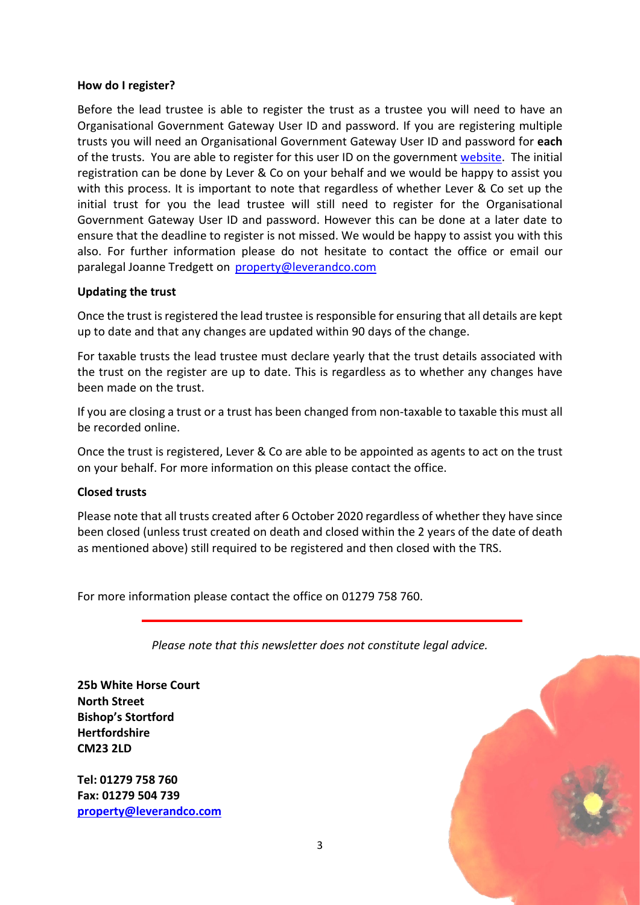### How do I register?

Before the lead trustee is able to register the trust as a trustee you will need to have an Organisational Government Gateway User ID and password. If you are registering multiple trusts you will need an Organisational Government Gateway User ID and password for **each** of the trusts. You are able to register for this user ID on the government [website](). The initial registration can be done by Lever & Co on your behalf and we would be happy to assist you with this process. It is important to note that regardless of whether Lever & Co set up the initial trust for you the lead trustee will still need to register for the Organisational Government Gateway User ID and password. However this can be done at a later date to ensure that the deadline to register is not missed. We would be happy to assist you with this also. For further information please do not hesitate to contact the office or email our paralegal Joanne Tredgett on property@leverandco.com

### Updating the trust

Once the trust is registered the lead trustee is responsible for ensuring that all details are kept up to date and that any changes are updated within 90 days of the change.

For taxable trusts the lead trustee must declare yearly that the trust details associated with the trust on the register are up to date. This is regardless as to whether any changes have been made on the trust.

If you are closing a trust or a trust has been changed from non-taxable to taxable this must all be recorded online.

Once the trust is registered, Lever & Co are able to be appointed as agents to act on the trust on your behalf. For more information on this please contact the office.

### Closed trusts

Please note that all trusts created after 6 October 2020 regardless of whether they have since been closed (unless trust created on death and closed within the 2 years of the date of death as mentioned above) still required to be registered and then closed with the TRS.

For more information please contact the office on 01279 758 760.

---

*Please note that this newsletter does not constitute legal advice.*

**25b White Horse Court**
**North Street**
**Bishop's Stortford**
**Hertfordshire**
**CM23 2LD**

**Tel: 01279 758 760**
**Fax: 01279 504 739**
**property@leverandco.com**